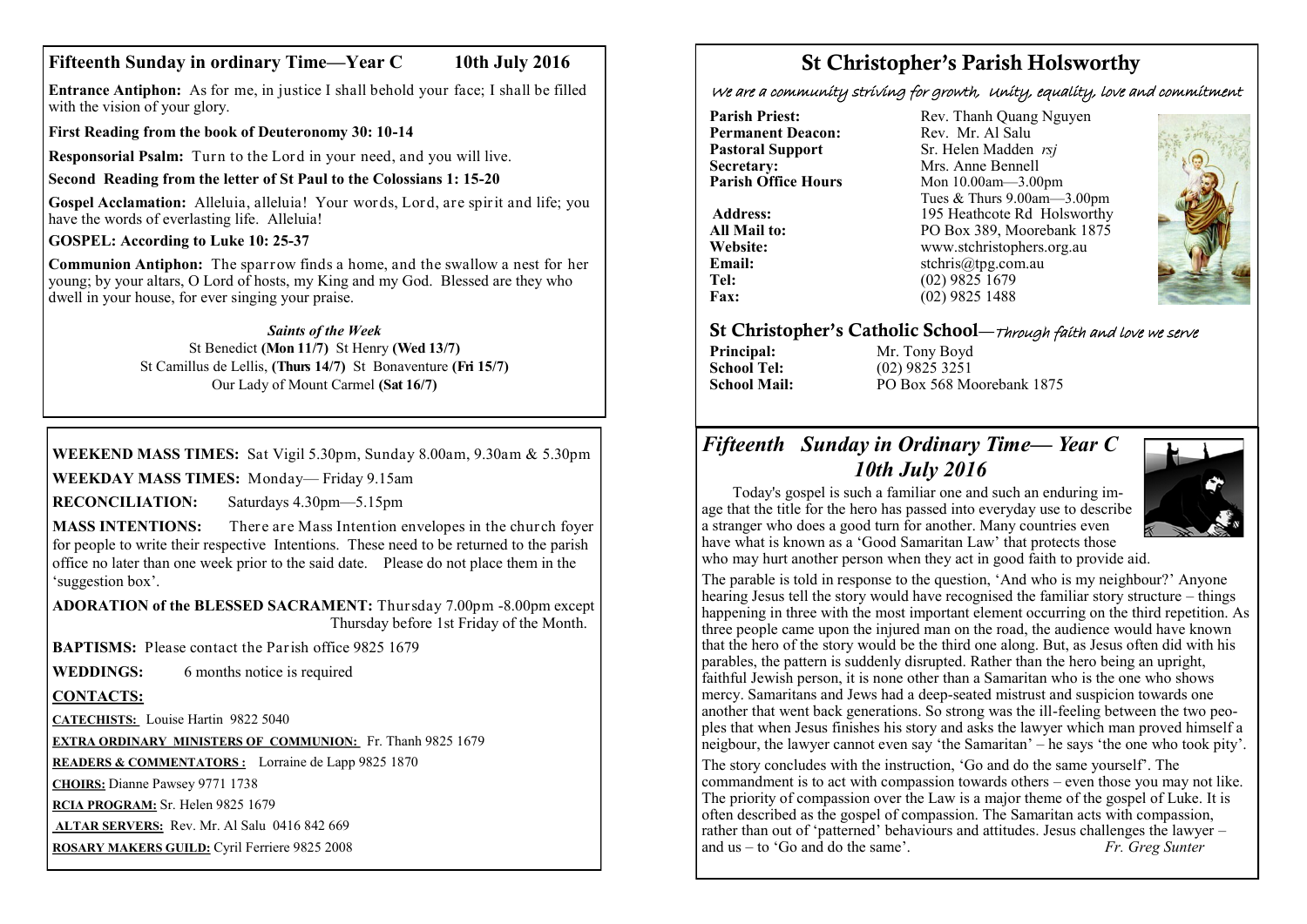## Fifteenth Sunday in ordinary Time—Year C 10th July 2016

**Entrance Antiphon:** As for me, in justice I shall behold your face; I shall be filled with the vision of your glory.

**First Reading from the book of Deuteronomy 30: 10-14**

**Responsorial Psalm:** Turn to the Lord in your need, and you will live.

**Second Reading from the letter of St Paul to the Colossians 1: 15-20**

**Gospel Acclamation:** Alleluia, alleluia! Your words, Lord, are spirit and life; you have the words of everlasting life. Alleluia!

**GOSPEL: According to Luke 10: 25-37**

**Communion Antiphon:** The sparrow finds a home, and the swallow a nest for her young; by your altars, O Lord of hosts, my King and my God. Blessed are they who dwell in your house, for ever singing your praise.

***Saints of the Week***

St Benedict **(Mon 11/7)** St Henry **(Wed 13/7)**
St Camillus de Lellis, **(Thurs 14/7)** St Bonaventure **(Fri 15/7)**
Our Lady of Mount Carmel **(Sat 16/7)**

**WEEKEND MASS TIMES:** Sat Vigil 5.30pm, Sunday 8.00am, 9.30am & 5.30pm

**WEEKDAY MASS TIMES:** Monday— Friday 9.15am

**RECONCILIATION:** Saturdays 4.30pm—5.15pm

**MASS INTENTIONS:** There are Mass Intention envelopes in the church foyer for people to write their respective Intentions. These need to be returned to the parish office no later than one week prior to the said date. Please do not place them in the 'suggestion box'.

**ADORATION of the BLESSED SACRAMENT:** Thursday 7.00pm -8.00pm except Thursday before 1st Friday of the Month.

**BAPTISMS:** Please contact the Parish office 9825 1679

**WEDDINGS:** 6 months notice is required

**CONTACTS:**

**CATECHISTS:** Louise Hartin 9822 5040

**EXTRA ORDINARY MINISTERS OF COMMUNION:** Fr. Thanh 9825 1679

**READERS & COMMENTATORS :** Lorraine de Lapp 9825 1870

**CHOIRS:** Dianne Pawsey 9771 1738

**RCIA PROGRAM:** Sr. Helen 9825 1679

**ALTAR SERVERS:** Rev. Mr. Al Salu 0416 842 669

**ROSARY MAKERS GUILD:** Cyril Ferriere 9825 2008

# St Christopher's Parish Holsworthy

*We are a community striving for growth, Unity, equality, love and commitment*

**Parish Priest:** Rev. Thanh Quang Nguyen
**Permanent Deacon:** Rev. Mr. Al Salu
**Pastoral Support** Sr. Helen Madden *rsj*
**Secretary:** Mrs. Anne Bennell
**Parish Office Hours** Mon 10.00am—3.00pm
Tues & Thurs 9.00am—3.00pm
**Address:** 195 Heathcote Rd Holsworthy
**All Mail to:** PO Box 389, Moorebank 1875
**Website:** www.stchristophers.org.au
**Email:** stchris@tpg.com.au
**Tel:** (02) 9825 1679
**Fax:** (02) 9825 1488

## St Christopher's Catholic School—*Through faith and love we serve*

**Principal:** Mr. Tony Boyd
**School Tel:** (02) 9825 3251
**School Mail:** PO Box 568 Moorebank 1875

## *Fifteenth Sunday in Ordinary Time— Year C 10th July 2016*

Today's gospel is such a familiar one and such an enduring image that the title for the hero has passed into everyday use to describe a stranger who does a good turn for another. Many countries even have what is known as a 'Good Samaritan Law' that protects those who may hurt another person when they act in good faith to provide aid.

The parable is told in response to the question, 'And who is my neighbour?' Anyone hearing Jesus tell the story would have recognised the familiar story structure – things happening in three with the most important element occurring on the third repetition. As three people came upon the injured man on the road, the audience would have known that the hero of the story would be the third one along. But, as Jesus often did with his parables, the pattern is suddenly disrupted. Rather than the hero being an upright, faithful Jewish person, it is none other than a Samaritan who is the one who shows mercy. Samaritans and Jews had a deep-seated mistrust and suspicion towards one another that went back generations. So strong was the ill-feeling between the two peoples that when Jesus finishes his story and asks the lawyer which man proved himself a neigbour, the lawyer cannot even say 'the Samaritan' – he says 'the one who took pity'.

The story concludes with the instruction, 'Go and do the same yourself'. The commandment is to act with compassion towards others – even those you may not like. The priority of compassion over the Law is a major theme of the gospel of Luke. It is often described as the gospel of compassion. The Samaritan acts with compassion, rather than out of 'patterned' behaviours and attitudes. Jesus challenges the lawyer – and us – to 'Go and do the same'. *Fr. Greg Sunter*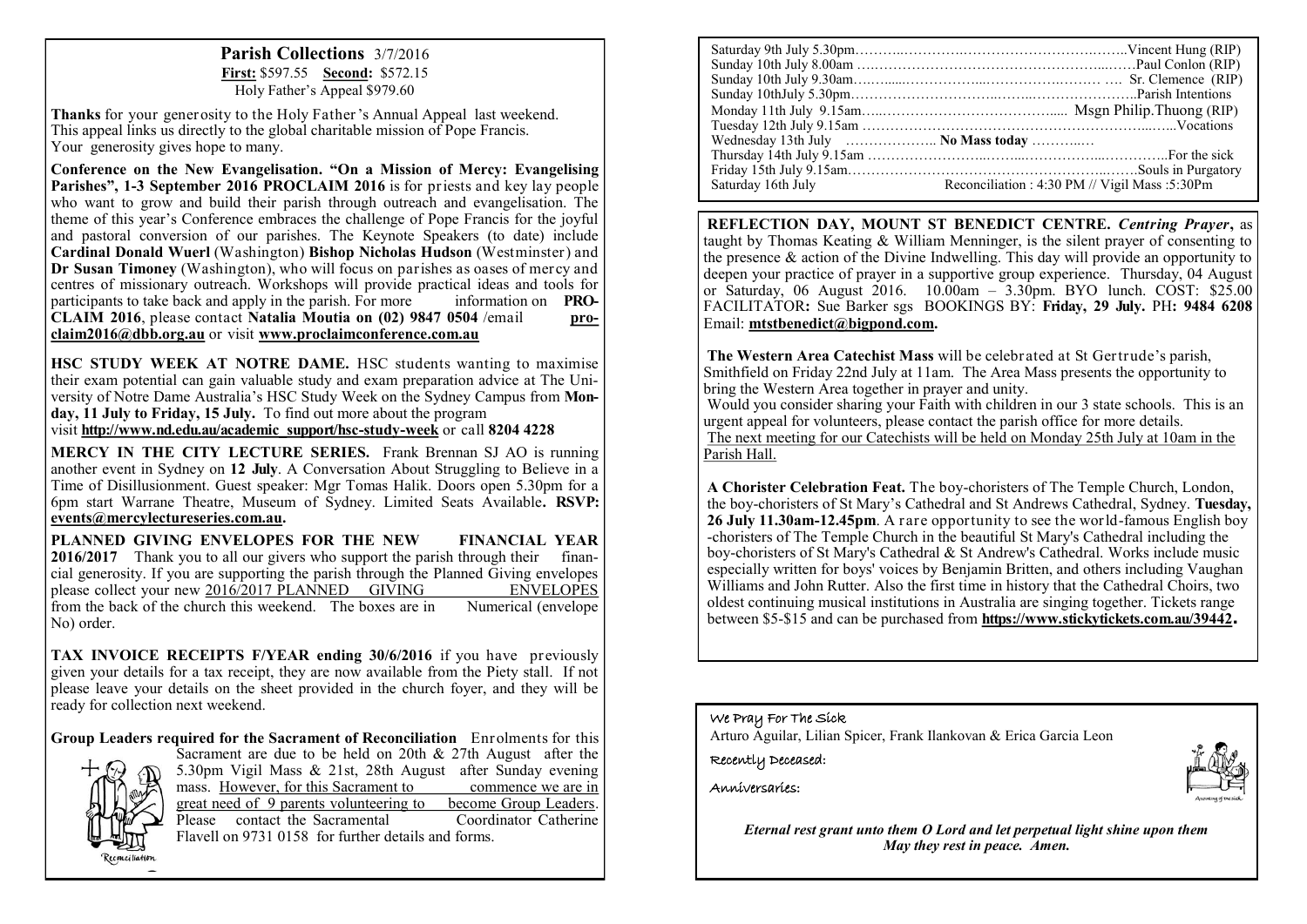**Parish Collections** 3/7/2016

**First:** $597.55 **Second:** $572.15

Holy Father's Appeal $979.60

**Thanks** for your generosity to the Holy Father's Annual Appeal last weekend. This appeal links us directly to the global charitable mission of Pope Francis. Your generosity gives hope to many.

**Conference on the New Evangelisation. "On a Mission of Mercy: Evangelising Parishes", 1-3 September 2016 PROCLAIM 2016** is for priests and key lay people who want to grow and build their parish through outreach and evangelisation. The theme of this year's Conference embraces the challenge of Pope Francis for the joyful and pastoral conversion of our parishes. The Keynote Speakers (to date) include **Cardinal Donald Wuerl** (Washington) **Bishop Nicholas Hudson** (Westminster) and **Dr Susan Timoney** (Washington), who will focus on parishes as oases of mercy and centres of missionary outreach. Workshops will provide practical ideas and tools for participants to take back and apply in the parish. For more information on **PROCLAIM 2016**, please contact **Natalia Moutia on (02) 9847 0504** /email **proclaim2016@dbb.org.au** or visit **www.proclaimconference.com.au**

**HSC STUDY WEEK AT NOTRE DAME.** HSC students wanting to maximise their exam potential can gain valuable study and exam preparation advice at The University of Notre Dame Australia's HSC Study Week on the Sydney Campus from **Monday, 11 July to Friday, 15 July.** To find out more about the program visit **http://www.nd.edu.au/academic_support/hsc-study-week** or call **8204 4228**

**MERCY IN THE CITY LECTURE SERIES.** Frank Brennan SJ AO is running another event in Sydney on **12 July**. A Conversation About Struggling to Believe in a Time of Disillusionment. Guest speaker: Mgr Tomas Halik. Doors open 5.30pm for a 6pm start Warrane Theatre, Museum of Sydney. Limited Seats Available**. RSVP: events@mercylectureseries.com.au.**

**PLANNED GIVING ENVELOPES FOR THE NEW FINANCIAL YEAR 2016/2017** Thank you to all our givers who support the parish through their financial generosity. If you are supporting the parish through the Planned Giving envelopes please collect your new 2016/2017 PLANNED GIVING ENVELOPES from the back of the church this weekend. The boxes are in Numerical (envelope No) order.

**TAX INVOICE RECEIPTS F/YEAR ending 30/6/2016** if you have previously given your details for a tax receipt, they are now available from the Piety stall. If not please leave your details on the sheet provided in the church foyer, and they will be ready for collection next weekend.

**Group Leaders required for the Sacrament of Reconciliation** Enrolments for this Sacrament are due to be held on 20th & 27th August after the 5.30pm Vigil Mass & 21st, 28th August after Sunday evening mass. However, for this Sacrament to commence we are in great need of 9 parents volunteering to become Group Leaders. Please contact the Sacramental Coordinator Catherine Flavell on 9731 0158 for further details and forms.

| | |
|---|---|
| Saturday 9th July 5.30pm | Vincent Hung (RIP) |
| Sunday 10th July 8.00am | Paul Conlon (RIP) |
| Sunday 10th July 9.30am | Sr. Clemence (RIP) |
| Sunday 10thJuly 5.30pm | Parish Intentions |
| Monday 11th July 9.15am | Msgn Philip.Thuong (RIP) |
| Tuesday 12th July 9.15am | Vocations |
| Wednesday 13th July | **No Mass today** |
| Thursday 14th July 9.15am | For the sick |
| Friday 15th July 9.15am | Souls in Purgatory |
| Saturday 16th July | Reconciliation : 4:30 PM // Vigil Mass :5:30Pm |

**REFLECTION DAY, MOUNT ST BENEDICT CENTRE.** ***Centring Prayer*,** as taught by Thomas Keating & William Menninger, is the silent prayer of consenting to the presence & action of the Divine Indwelling. This day will provide an opportunity to deepen your practice of prayer in a supportive group experience. Thursday, 04 August or Saturday, 06 August 2016. 10.00am – 3.30pm. BYO lunch. COST: $25.00 FACILITATOR**:** Sue Barker sgs BOOKINGS BY: **Friday, 29 July.** PH**: 9484 6208** Email: **mtstbenedict@bigpond.com.**

**The Western Area Catechist Mass** will be celebrated at St Gertrude's parish, Smithfield on Friday 22nd July at 11am. The Area Mass presents the opportunity to bring the Western Area together in prayer and unity.

Would you consider sharing your Faith with children in our 3 state schools. This is an urgent appeal for volunteers, please contact the parish office for more details.

The next meeting for our Catechists will be held on Monday 25th July at 10am in the Parish Hall.

**A Chorister Celebration Feat.** The boy-choristers of The Temple Church, London, the boy-choristers of St Mary's Cathedral and St Andrews Cathedral, Sydney. **Tuesday, 26 July 11.30am-12.45pm**. A rare opportunity to see the world-famous English boy-choristers of The Temple Church in the beautiful St Mary's Cathedral including the boy-choristers of St Mary's Cathedral & St Andrew's Cathedral. Works include music especially written for boys' voices by Benjamin Britten, and others including Vaughan Williams and John Rutter. Also the first time in history that the Cathedral Choirs, two oldest continuing musical institutions in Australia are singing together. Tickets range between $5-$15 and can be purchased from **https://www.stickytickets.com.au/39442.**

We Pray For The Sick

Arturo Aguilar, Lilian Spicer, Frank Ilankovan & Erica Garcia Leon

Recently Deceased:

Anniversaries:

***Eternal rest grant unto them O Lord and let perpetual light shine upon them May they rest in peace. Amen.***